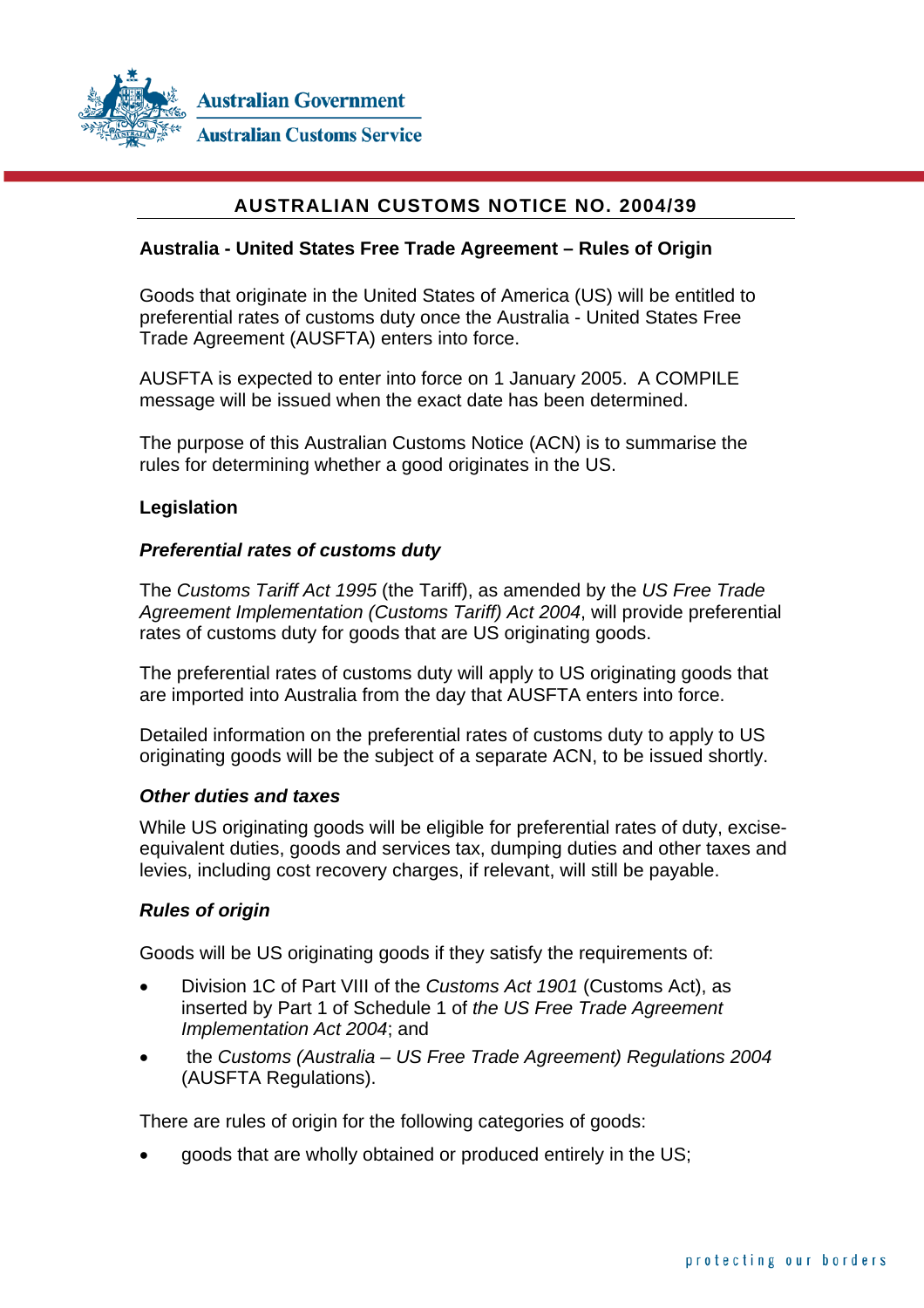Australian Government

Australian Customs Service

# AUSTRALIAN CUSTOMS NOTICE NO. 2004/39

**Australia - United States Free Trade Agreement – Rules of Origin**

Goods that originate in the United States of America (US) will be entitled to preferential rates of customs duty once the Australia - United States Free Trade Agreement (AUSFTA) enters into force.

AUSFTA is expected to enter into force on 1 January 2005. A COMPILE message will be issued when the exact date has been determined.

The purpose of this Australian Customs Notice (ACN) is to summarise the rules for determining whether a good originates in the US.

## Legislation

### *Preferential rates of customs duty*

The *Customs Tariff Act 1995* (the Tariff), as amended by the *US Free Trade Agreement Implementation (Customs Tariff) Act 2004*, will provide preferential rates of customs duty for goods that are US originating goods.

The preferential rates of customs duty will apply to US originating goods that are imported into Australia from the day that AUSFTA enters into force.

Detailed information on the preferential rates of customs duty to apply to US originating goods will be the subject of a separate ACN, to be issued shortly.

### *Other duties and taxes*

While US originating goods will be eligible for preferential rates of duty, excise-equivalent duties, goods and services tax, dumping duties and other taxes and levies, including cost recovery charges, if relevant, will still be payable.

### *Rules of origin*

Goods will be US originating goods if they satisfy the requirements of:

- Division 1C of Part VIII of the *Customs Act 1901* (Customs Act), as inserted by Part 1 of Schedule 1 of *the US Free Trade Agreement Implementation Act 2004*; and
- the *Customs (Australia – US Free Trade Agreement) Regulations 2004* (AUSFTA Regulations).

There are rules of origin for the following categories of goods:

- goods that are wholly obtained or produced entirely in the US;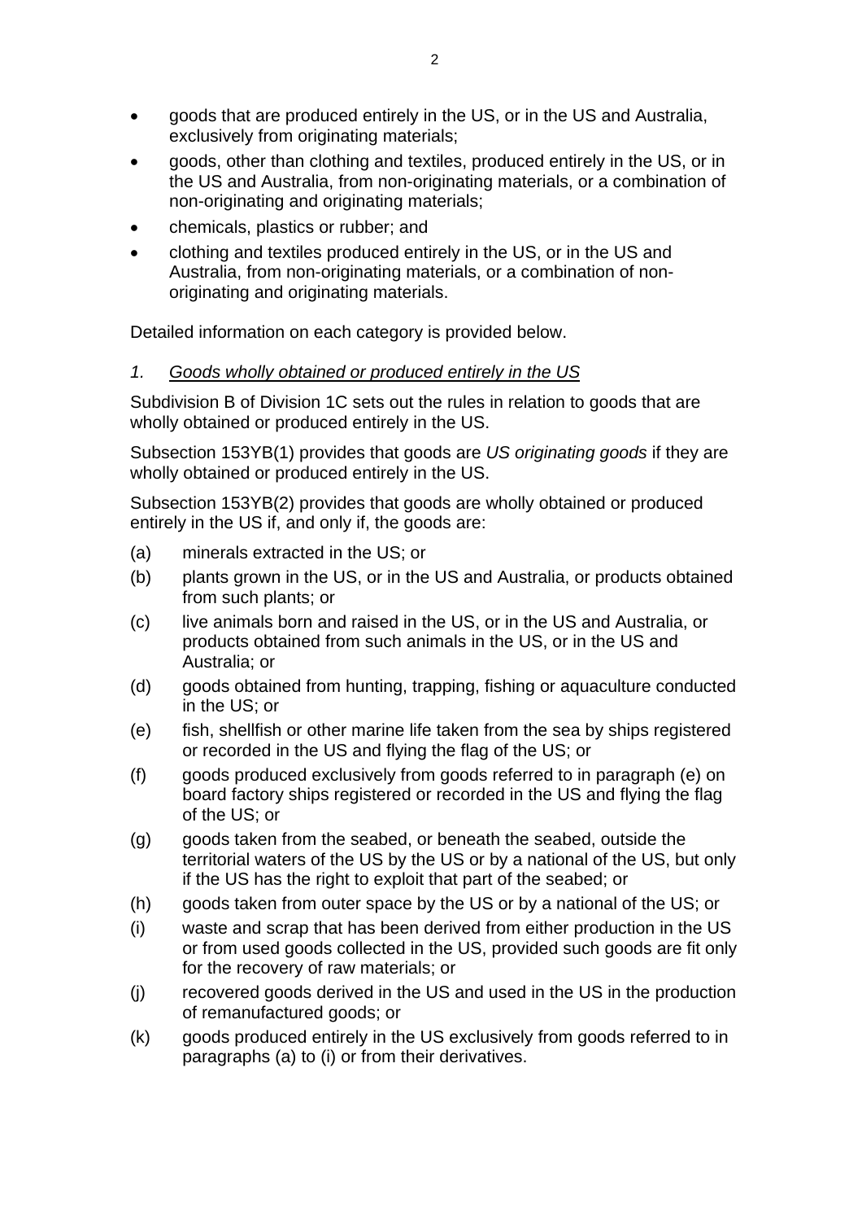- goods that are produced entirely in the US, or in the US and Australia, exclusively from originating materials;
- goods, other than clothing and textiles, produced entirely in the US, or in the US and Australia, from non-originating materials, or a combination of non-originating and originating materials;
- chemicals, plastics or rubber; and
- clothing and textiles produced entirely in the US, or in the US and Australia, from non-originating materials, or a combination of non-originating and originating materials.

Detailed information on each category is provided below.

*1. Goods wholly obtained or produced entirely in the US*

Subdivision B of Division 1C sets out the rules in relation to goods that are wholly obtained or produced entirely in the US.

Subsection 153YB(1) provides that goods are *US originating goods* if they are wholly obtained or produced entirely in the US.

Subsection 153YB(2) provides that goods are wholly obtained or produced entirely in the US if, and only if, the goods are:

(a) minerals extracted in the US; or

(b) plants grown in the US, or in the US and Australia, or products obtained from such plants; or

(c) live animals born and raised in the US, or in the US and Australia, or products obtained from such animals in the US, or in the US and Australia; or

(d) goods obtained from hunting, trapping, fishing or aquaculture conducted in the US; or

(e) fish, shellfish or other marine life taken from the sea by ships registered or recorded in the US and flying the flag of the US; or

(f) goods produced exclusively from goods referred to in paragraph (e) on board factory ships registered or recorded in the US and flying the flag of the US; or

(g) goods taken from the seabed, or beneath the seabed, outside the territorial waters of the US by the US or by a national of the US, but only if the US has the right to exploit that part of the seabed; or

(h) goods taken from outer space by the US or by a national of the US; or

(i) waste and scrap that has been derived from either production in the US or from used goods collected in the US, provided such goods are fit only for the recovery of raw materials; or

(j) recovered goods derived in the US and used in the US in the production of remanufactured goods; or

(k) goods produced entirely in the US exclusively from goods referred to in paragraphs (a) to (i) or from their derivatives.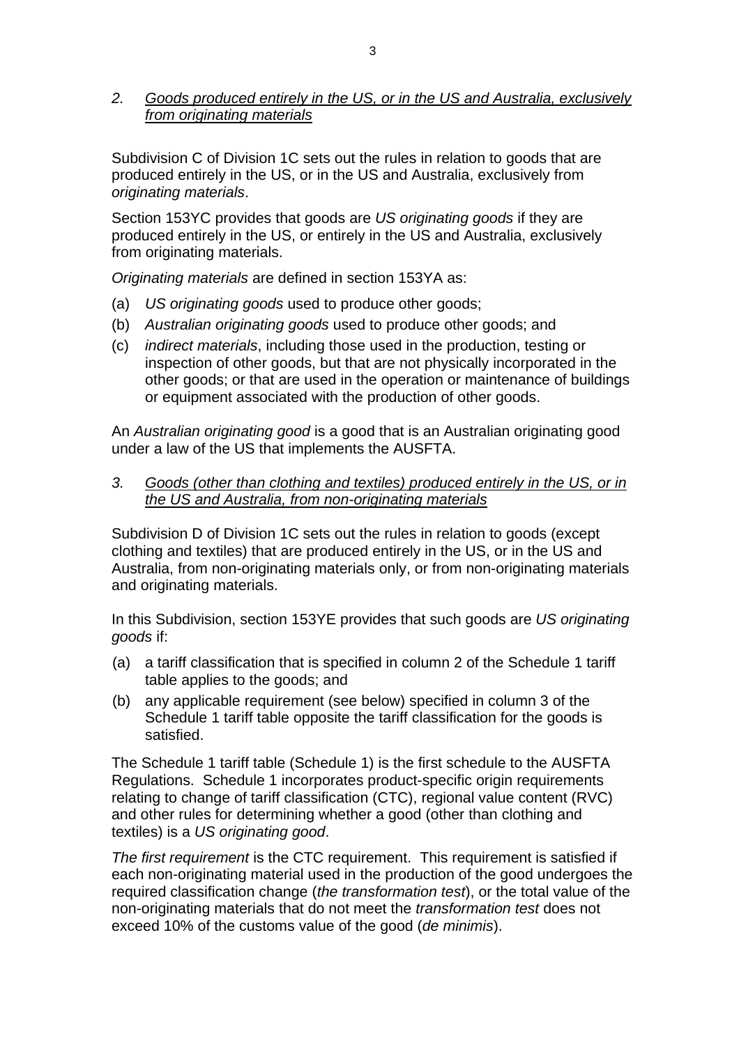*2. Goods produced entirely in the US, or in the US and Australia, exclusively from originating materials*

Subdivision C of Division 1C sets out the rules in relation to goods that are produced entirely in the US, or in the US and Australia, exclusively from *originating materials*.

Section 153YC provides that goods are *US originating goods* if they are produced entirely in the US, or entirely in the US and Australia, exclusively from originating materials.

*Originating materials* are defined in section 153YA as:

(a) *US originating goods* used to produce other goods;

(b) *Australian originating goods* used to produce other goods; and

(c) *indirect materials*, including those used in the production, testing or inspection of other goods, but that are not physically incorporated in the other goods; or that are used in the operation or maintenance of buildings or equipment associated with the production of other goods.

An *Australian originating good* is a good that is an Australian originating good under a law of the US that implements the AUSFTA.

*3. Goods (other than clothing and textiles) produced entirely in the US, or in the US and Australia, from non-originating materials*

Subdivision D of Division 1C sets out the rules in relation to goods (except clothing and textiles) that are produced entirely in the US, or in the US and Australia, from non-originating materials only, or from non-originating materials and originating materials.

In this Subdivision, section 153YE provides that such goods are *US originating goods* if:

(a) a tariff classification that is specified in column 2 of the Schedule 1 tariff table applies to the goods; and

(b) any applicable requirement (see below) specified in column 3 of the Schedule 1 tariff table opposite the tariff classification for the goods is satisfied.

The Schedule 1 tariff table (Schedule 1) is the first schedule to the AUSFTA Regulations. Schedule 1 incorporates product-specific origin requirements relating to change of tariff classification (CTC), regional value content (RVC) and other rules for determining whether a good (other than clothing and textiles) is a *US originating good*.

*The first requirement* is the CTC requirement. This requirement is satisfied if each non-originating material used in the production of the good undergoes the required classification change (*the transformation test*), or the total value of the non-originating materials that do not meet the *transformation test* does not exceed 10% of the customs value of the good (*de minimis*).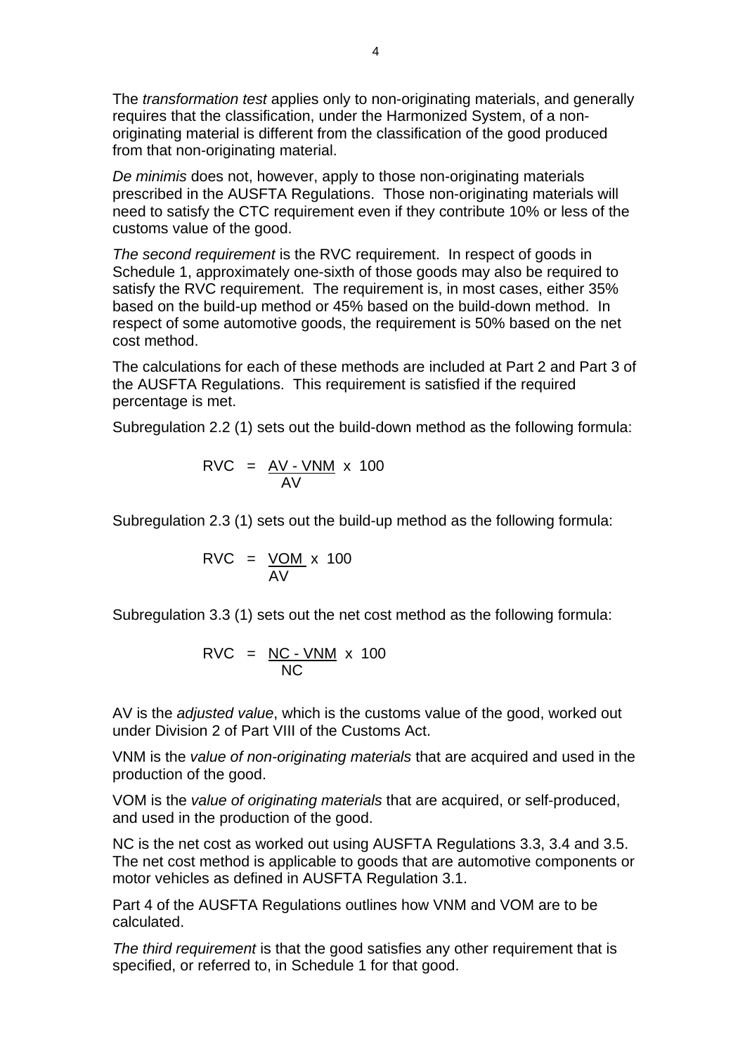The *transformation test* applies only to non-originating materials, and generally requires that the classification, under the Harmonized System, of a non-originating material is different from the classification of the good produced from that non-originating material.

*De minimis* does not, however, apply to those non-originating materials prescribed in the AUSFTA Regulations. Those non-originating materials will need to satisfy the CTC requirement even if they contribute 10% or less of the customs value of the good.

*The second requirement* is the RVC requirement. In respect of goods in Schedule 1, approximately one-sixth of those goods may also be required to satisfy the RVC requirement. The requirement is, in most cases, either 35% based on the build-up method or 45% based on the build-down method. In respect of some automotive goods, the requirement is 50% based on the net cost method.

The calculations for each of these methods are included at Part 2 and Part 3 of the AUSFTA Regulations. This requirement is satisfied if the required percentage is met.

Subregulation 2.2 (1) sets out the build-down method as the following formula:

$$RVC = \frac{AV - VNM}{AV} \times 100$$

Subregulation 2.3 (1) sets out the build-up method as the following formula:

$$RVC = \frac{VOM}{AV} \times 100$$

Subregulation 3.3 (1) sets out the net cost method as the following formula:

$$RVC = \frac{NC - VNM}{NC} \times 100$$

AV is the *adjusted value*, which is the customs value of the good, worked out under Division 2 of Part VIII of the Customs Act.

VNM is the *value of non-originating materials* that are acquired and used in the production of the good.

VOM is the *value of originating materials* that are acquired, or self-produced, and used in the production of the good.

NC is the net cost as worked out using AUSFTA Regulations 3.3, 3.4 and 3.5. The net cost method is applicable to goods that are automotive components or motor vehicles as defined in AUSFTA Regulation 3.1.

Part 4 of the AUSFTA Regulations outlines how VNM and VOM are to be calculated.

*The third requirement* is that the good satisfies any other requirement that is specified, or referred to, in Schedule 1 for that good.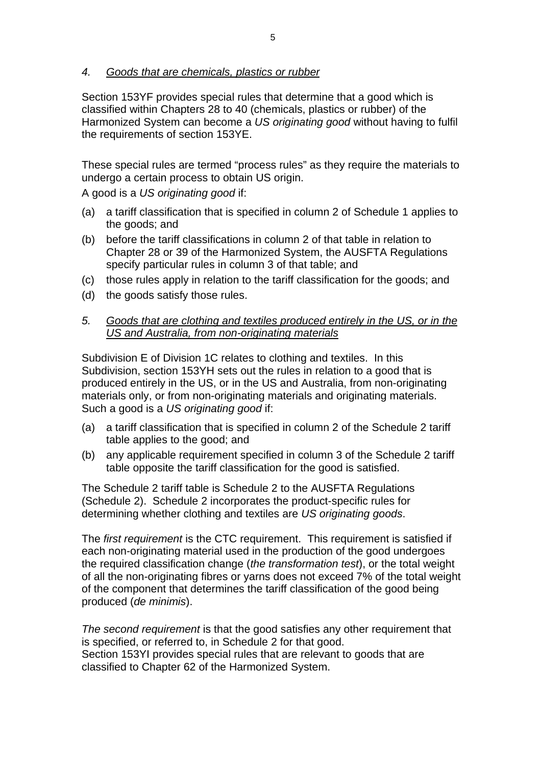*4. <u>Goods that are chemicals, plastics or rubber</u>*

Section 153YF provides special rules that determine that a good which is classified within Chapters 28 to 40 (chemicals, plastics or rubber) of the Harmonized System can become a *US originating good* without having to fulfil the requirements of section 153YE.

These special rules are termed "process rules" as they require the materials to undergo a certain process to obtain US origin.

A good is a *US originating good* if:

(a) a tariff classification that is specified in column 2 of Schedule 1 applies to the goods; and

(b) before the tariff classifications in column 2 of that table in relation to Chapter 28 or 39 of the Harmonized System, the AUSFTA Regulations specify particular rules in column 3 of that table; and

(c) those rules apply in relation to the tariff classification for the goods; and

(d) the goods satisfy those rules.

*5. <u>Goods that are clothing and textiles produced entirely in the US, or in the US and Australia, from non-originating materials</u>*

Subdivision E of Division 1C relates to clothing and textiles. In this Subdivision, section 153YH sets out the rules in relation to a good that is produced entirely in the US, or in the US and Australia, from non-originating materials only, or from non-originating materials and originating materials. Such a good is a *US originating good* if:

(a) a tariff classification that is specified in column 2 of the Schedule 2 tariff table applies to the good; and

(b) any applicable requirement specified in column 3 of the Schedule 2 tariff table opposite the tariff classification for the good is satisfied.

The Schedule 2 tariff table is Schedule 2 to the AUSFTA Regulations (Schedule 2). Schedule 2 incorporates the product-specific rules for determining whether clothing and textiles are *US originating goods*.

The *first requirement* is the CTC requirement. This requirement is satisfied if each non-originating material used in the production of the good undergoes the required classification change (*the transformation test*), or the total weight of all the non-originating fibres or yarns does not exceed 7% of the total weight of the component that determines the tariff classification of the good being produced (*de minimis*).

*The second requirement* is that the good satisfies any other requirement that is specified, or referred to, in Schedule 2 for that good.

Section 153YI provides special rules that are relevant to goods that are classified to Chapter 62 of the Harmonized System.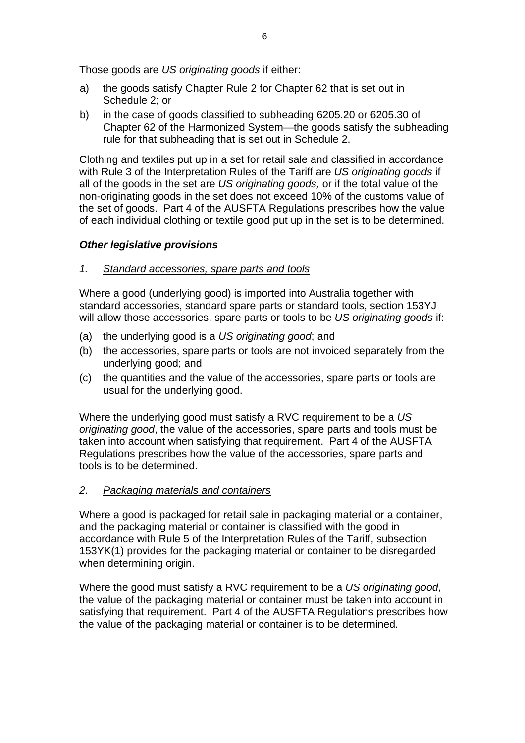Those goods are *US originating goods* if either:

a) the goods satisfy Chapter Rule 2 for Chapter 62 that is set out in Schedule 2; or
b) in the case of goods classified to subheading 6205.20 or 6205.30 of Chapter 62 of the Harmonized System—the goods satisfy the subheading rule for that subheading that is set out in Schedule 2.

Clothing and textiles put up in a set for retail sale and classified in accordance with Rule 3 of the Interpretation Rules of the Tariff are *US originating goods* if all of the goods in the set are *US originating goods,* or if the total value of the non-originating goods in the set does not exceed 10% of the customs value of the set of goods. Part 4 of the AUSFTA Regulations prescribes how the value of each individual clothing or textile good put up in the set is to be determined.

### *Other legislative provisions*

*1. Standard accessories, spare parts and tools*

Where a good (underlying good) is imported into Australia together with standard accessories, standard spare parts or standard tools, section 153YJ will allow those accessories, spare parts or tools to be *US originating goods* if:

(a) the underlying good is a *US originating good*; and
(b) the accessories, spare parts or tools are not invoiced separately from the underlying good; and
(c) the quantities and the value of the accessories, spare parts or tools are usual for the underlying good.

Where the underlying good must satisfy a RVC requirement to be a *US originating good*, the value of the accessories, spare parts and tools must be taken into account when satisfying that requirement. Part 4 of the AUSFTA Regulations prescribes how the value of the accessories, spare parts and tools is to be determined.

*2. Packaging materials and containers*

Where a good is packaged for retail sale in packaging material or a container, and the packaging material or container is classified with the good in accordance with Rule 5 of the Interpretation Rules of the Tariff, subsection 153YK(1) provides for the packaging material or container to be disregarded when determining origin.

Where the good must satisfy a RVC requirement to be a *US originating good*, the value of the packaging material or container must be taken into account in satisfying that requirement. Part 4 of the AUSFTA Regulations prescribes how the value of the packaging material or container is to be determined.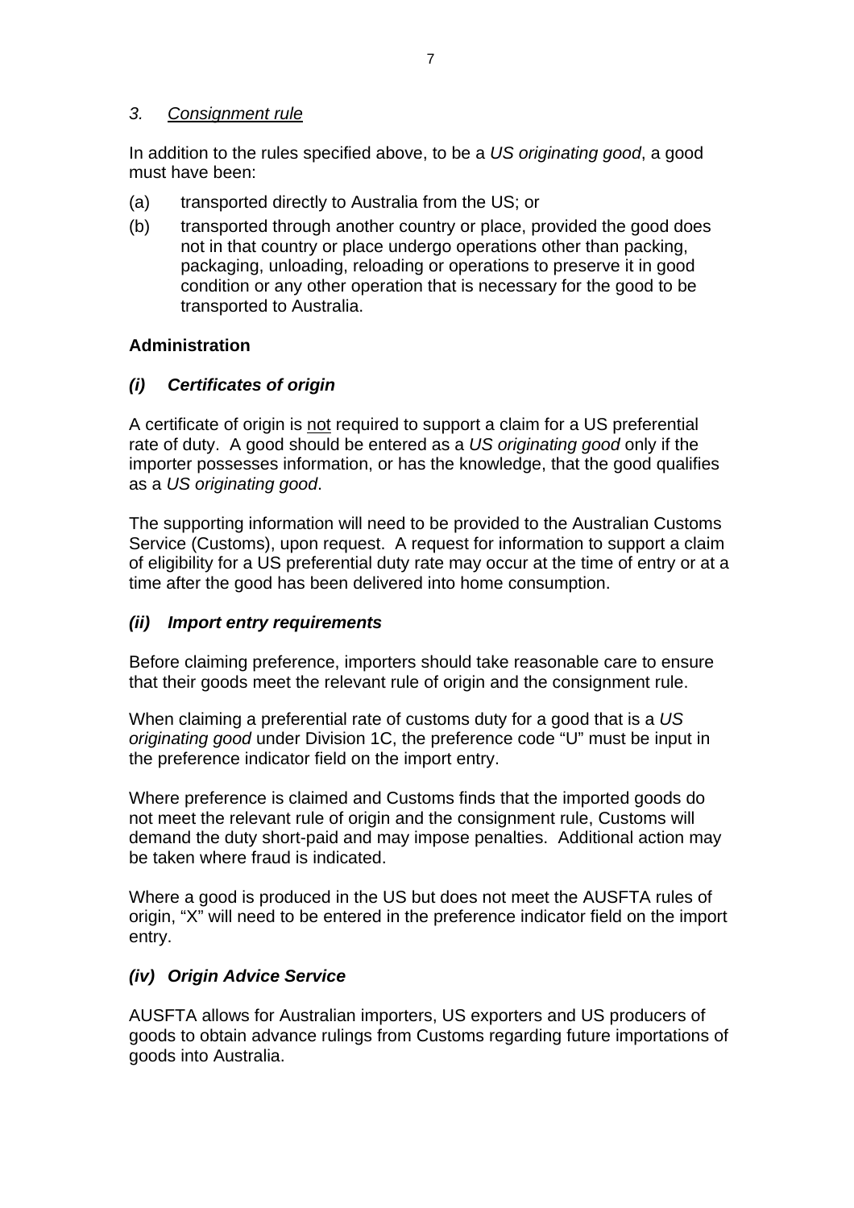### *3. <u>Consignment rule</u>*

In addition to the rules specified above, to be a *US originating good*, a good must have been:

(a) transported directly to Australia from the US; or

(b) transported through another country or place, provided the good does not in that country or place undergo operations other than packing, packaging, unloading, reloading or operations to preserve it in good condition or any other operation that is necessary for the good to be transported to Australia.

## Administration

### *(i) Certificates of origin*

A certificate of origin is <u>not</u> required to support a claim for a US preferential rate of duty. A good should be entered as a *US originating good* only if the importer possesses information, or has the knowledge, that the good qualifies as a *US originating good*.

The supporting information will need to be provided to the Australian Customs Service (Customs), upon request. A request for information to support a claim of eligibility for a US preferential duty rate may occur at the time of entry or at a time after the good has been delivered into home consumption.

### *(ii) Import entry requirements*

Before claiming preference, importers should take reasonable care to ensure that their goods meet the relevant rule of origin and the consignment rule.

When claiming a preferential rate of customs duty for a good that is a *US originating good* under Division 1C, the preference code "U" must be input in the preference indicator field on the import entry.

Where preference is claimed and Customs finds that the imported goods do not meet the relevant rule of origin and the consignment rule, Customs will demand the duty short-paid and may impose penalties. Additional action may be taken where fraud is indicated.

Where a good is produced in the US but does not meet the AUSFTA rules of origin, "X" will need to be entered in the preference indicator field on the import entry.

### *(iv) Origin Advice Service*

AUSFTA allows for Australian importers, US exporters and US producers of goods to obtain advance rulings from Customs regarding future importations of goods into Australia.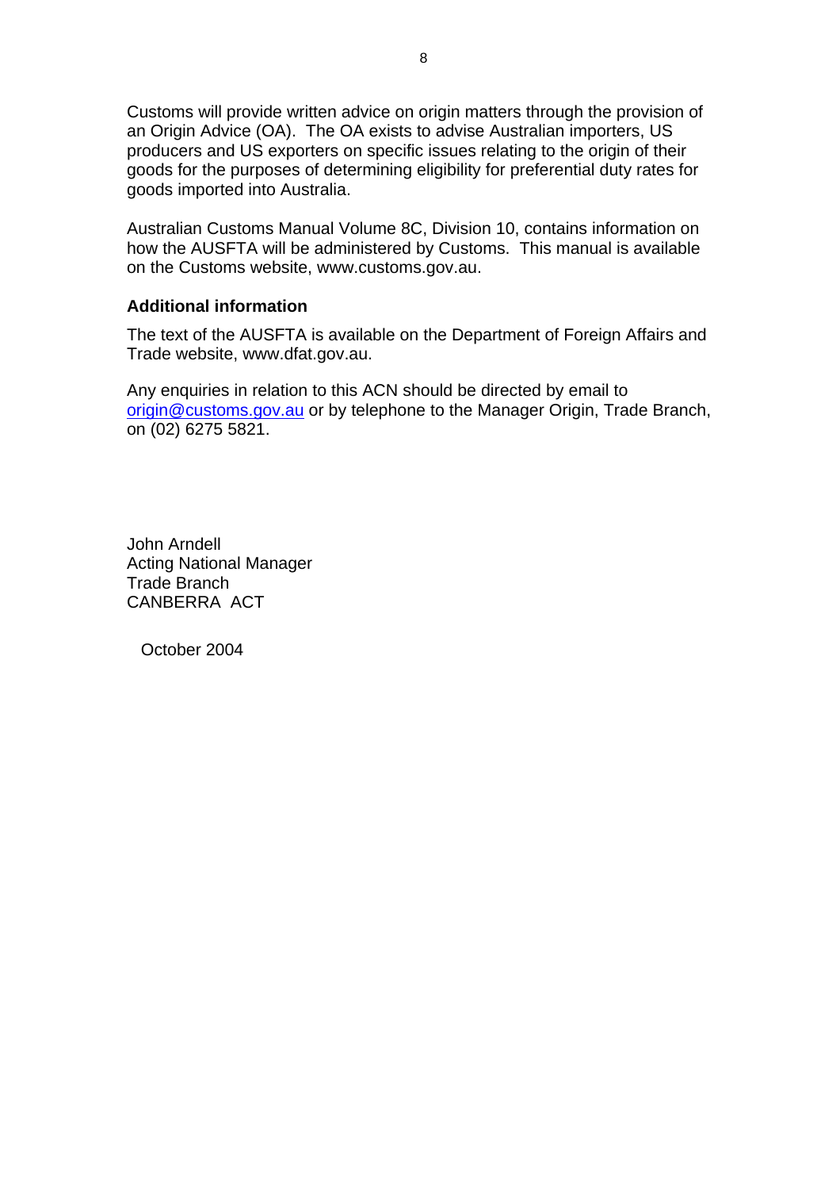Customs will provide written advice on origin matters through the provision of an Origin Advice (OA). The OA exists to advise Australian importers, US producers and US exporters on specific issues relating to the origin of their goods for the purposes of determining eligibility for preferential duty rates for goods imported into Australia.

Australian Customs Manual Volume 8C, Division 10, contains information on how the AUSFTA will be administered by Customs. This manual is available on the Customs website, www.customs.gov.au.

**Additional information**

The text of the AUSFTA is available on the Department of Foreign Affairs and Trade website, www.dfat.gov.au.

Any enquiries in relation to this ACN should be directed by email to origin@customs.gov.au or by telephone to the Manager Origin, Trade Branch, on (02) 6275 5821.

John Arndell
Acting National Manager
Trade Branch
CANBERRA ACT

October 2004